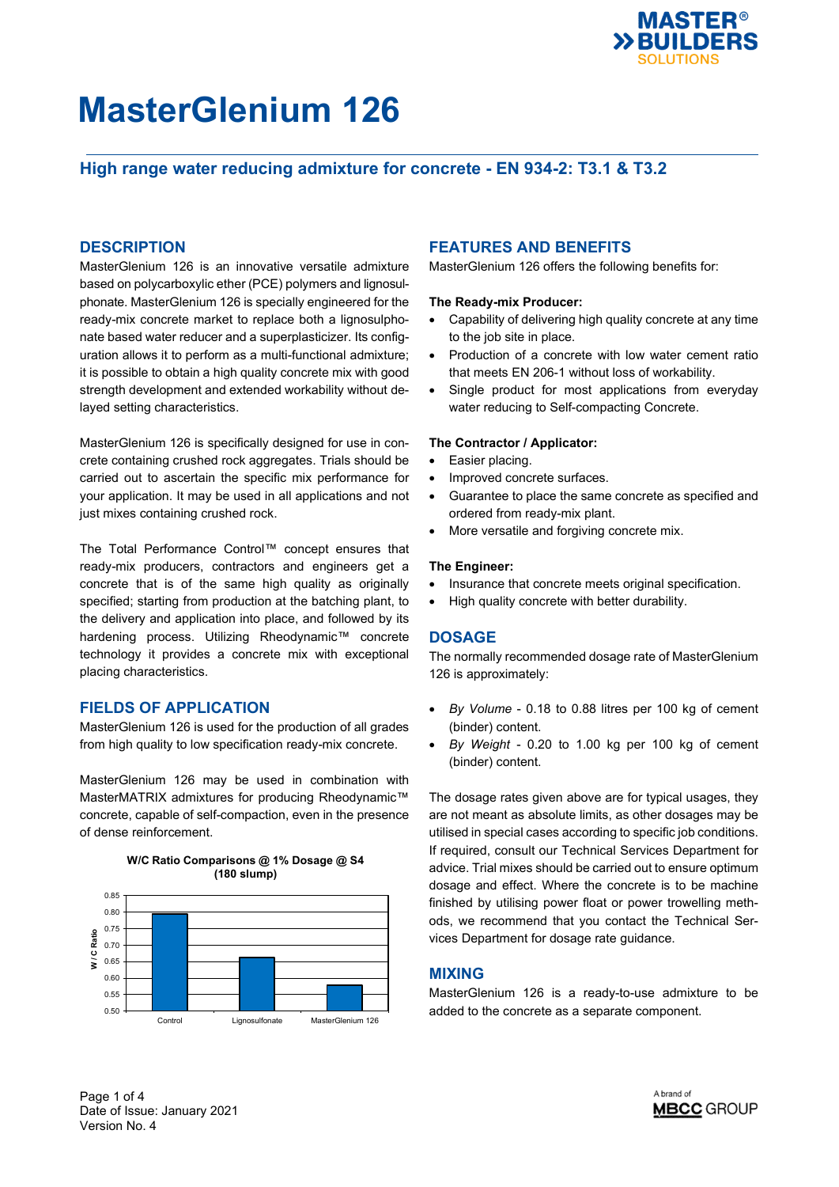# MasterGlenium 126

## High range water reducing admixture for concrete - EN 934-2: T3.1 & T3.2

## DESCRIPTION

MasterGlenium 126 is an innovative versatile admixture based on polycarboxylic ether (PCE) polymers and lignosulphonate. MasterGlenium 126 is specially engineered for the ready-mix concrete market to replace both a lignosulphonate based water reducer and a superplasticizer. Its configuration allows it to perform as a multi-functional admixture; it is possible to obtain a high quality concrete mix with good strength development and extended workability without delayed setting characteristics.

MasterGlenium 126 is specifically designed for use in concrete containing crushed rock aggregates. Trials should be carried out to ascertain the specific mix performance for your application. It may be used in all applications and not just mixes containing crushed rock.

The Total Performance Control™ concept ensures that ready-mix producers, contractors and engineers get a concrete that is of the same high quality as originally specified; starting from production at the batching plant, to the delivery and application into place, and followed by its hardening process. Utilizing Rheodynamic™ concrete technology it provides a concrete mix with exceptional placing characteristics.

## FIELDS OF APPLICATION

MasterGlenium 126 is used for the production of all grades from high quality to low specification ready-mix concrete.

MasterGlenium 126 may be used in combination with MasterMATRIX admixtures for producing Rheodynamic™ concrete, capable of self-compaction, even in the presence of dense reinforcement.

**W/C Ratio Comparisons @ 1% Dosage @ S4 (180 slump)**

| | W / C Ratio |
|---|---|
| Control | ~0.79 |
| Lignosulfonate | ~0.66 |
| MasterGlenium 126 | ~0.58 |

## FEATURES AND BENEFITS

MasterGlenium 126 offers the following benefits for:

**The Ready-mix Producer:**

- Capability of delivering high quality concrete at any time to the job site in place.
- Production of a concrete with low water cement ratio that meets EN 206-1 without loss of workability.
- Single product for most applications from everyday water reducing to Self-compacting Concrete.

**The Contractor / Applicator:**

- Easier placing.
- Improved concrete surfaces.
- Guarantee to place the same concrete as specified and ordered from ready-mix plant.
- More versatile and forgiving concrete mix.

**The Engineer:**

- Insurance that concrete meets original specification.
- High quality concrete with better durability.

## DOSAGE

The normally recommended dosage rate of MasterGlenium 126 is approximately:

- *By Volume* - 0.18 to 0.88 litres per 100 kg of cement (binder) content.
- *By Weight* - 0.20 to 1.00 kg per 100 kg of cement (binder) content.

The dosage rates given above are for typical usages, they are not meant as absolute limits, as other dosages may be utilised in special cases according to specific job conditions. If required, consult our Technical Services Department for advice. Trial mixes should be carried out to ensure optimum dosage and effect. Where the concrete is to be machine finished by utilising power float or power trowelling methods, we recommend that you contact the Technical Services Department for dosage rate guidance.

## MIXING

MasterGlenium 126 is a ready-to-use admixture to be added to the concrete as a separate component.

Date of Issue: January 2021
Version No. 4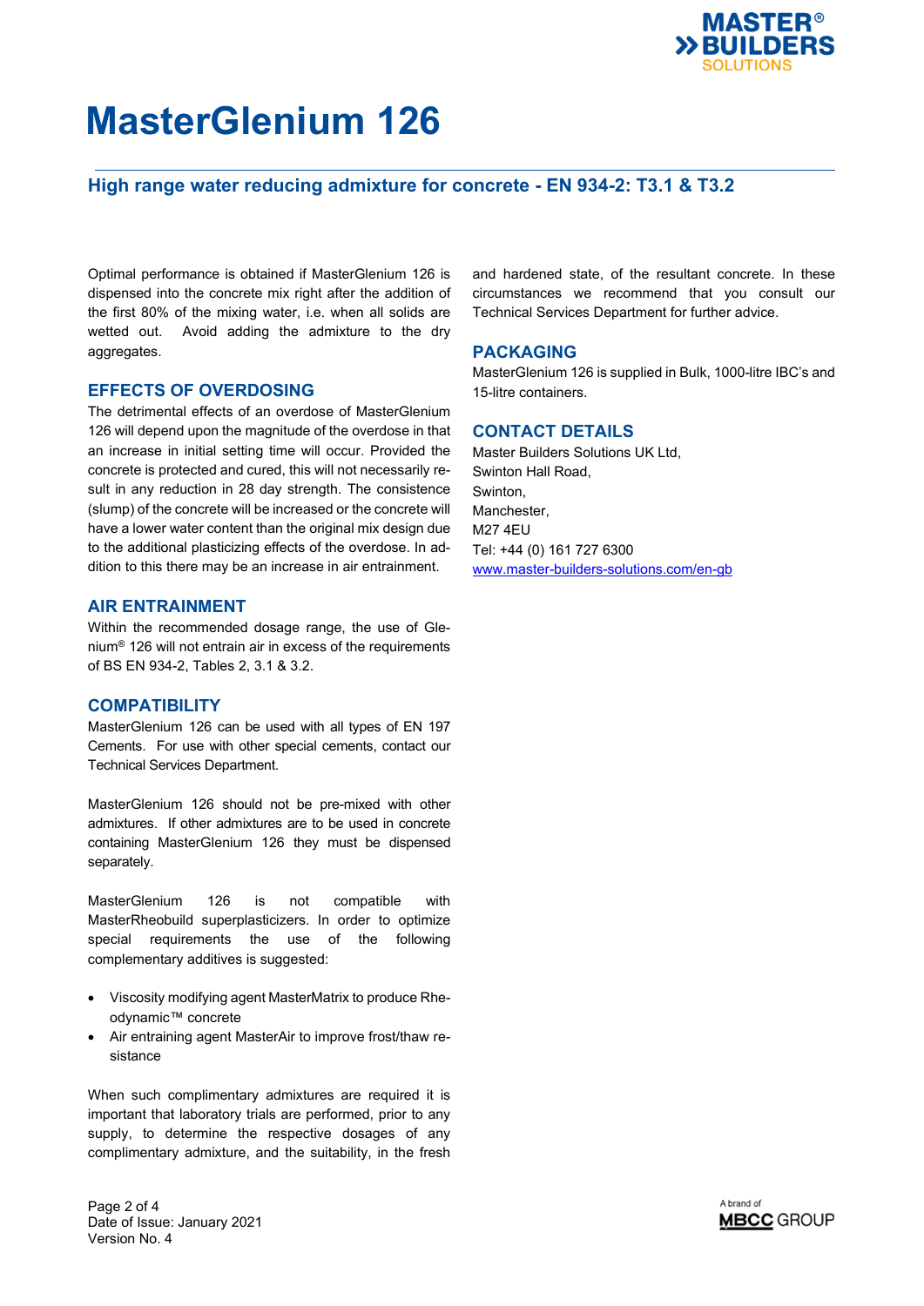# MasterGlenium 126

## High range water reducing admixture for concrete - EN 934-2: T3.1 & T3.2

Optimal performance is obtained if MasterGlenium 126 is dispensed into the concrete mix right after the addition of the first 80% of the mixing water, i.e. when all solids are wetted out. Avoid adding the admixture to the dry aggregates.

### EFFECTS OF OVERDOSING

The detrimental effects of an overdose of MasterGlenium 126 will depend upon the magnitude of the overdose in that an increase in initial setting time will occur. Provided the concrete is protected and cured, this will not necessarily result in any reduction in 28 day strength. The consistence (slump) of the concrete will be increased or the concrete will have a lower water content than the original mix design due to the additional plasticizing effects of the overdose. In addition to this there may be an increase in air entrainment.

### AIR ENTRAINMENT

Within the recommended dosage range, the use of Glenium® 126 will not entrain air in excess of the requirements of BS EN 934-2, Tables 2, 3.1 & 3.2.

### COMPATIBILITY

MasterGlenium 126 can be used with all types of EN 197 Cements. For use with other special cements, contact our Technical Services Department.

MasterGlenium 126 should not be pre-mixed with other admixtures. If other admixtures are to be used in concrete containing MasterGlenium 126 they must be dispensed separately.

MasterGlenium 126 is not compatible with MasterRheobuild superplasticizers. In order to optimize special requirements the use of the following complementary additives is suggested:

- Viscosity modifying agent MasterMatrix to produce Rheodynamic™ concrete
- Air entraining agent MasterAir to improve frost/thaw resistance

When such complimentary admixtures are required it is important that laboratory trials are performed, prior to any supply, to determine the respective dosages of any complimentary admixture, and the suitability, in the fresh and hardened state, of the resultant concrete. In these circumstances we recommend that you consult our Technical Services Department for further advice.

### PACKAGING

MasterGlenium 126 is supplied in Bulk, 1000-litre IBC's and 15-litre containers.

### CONTACT DETAILS

Master Builders Solutions UK Ltd,
Swinton Hall Road,
Swinton,
Manchester,
M27 4EU
Tel: +44 (0) 161 727 6300
www.master-builders-solutions.com/en-gb

Date of Issue: January 2021
Version No. 4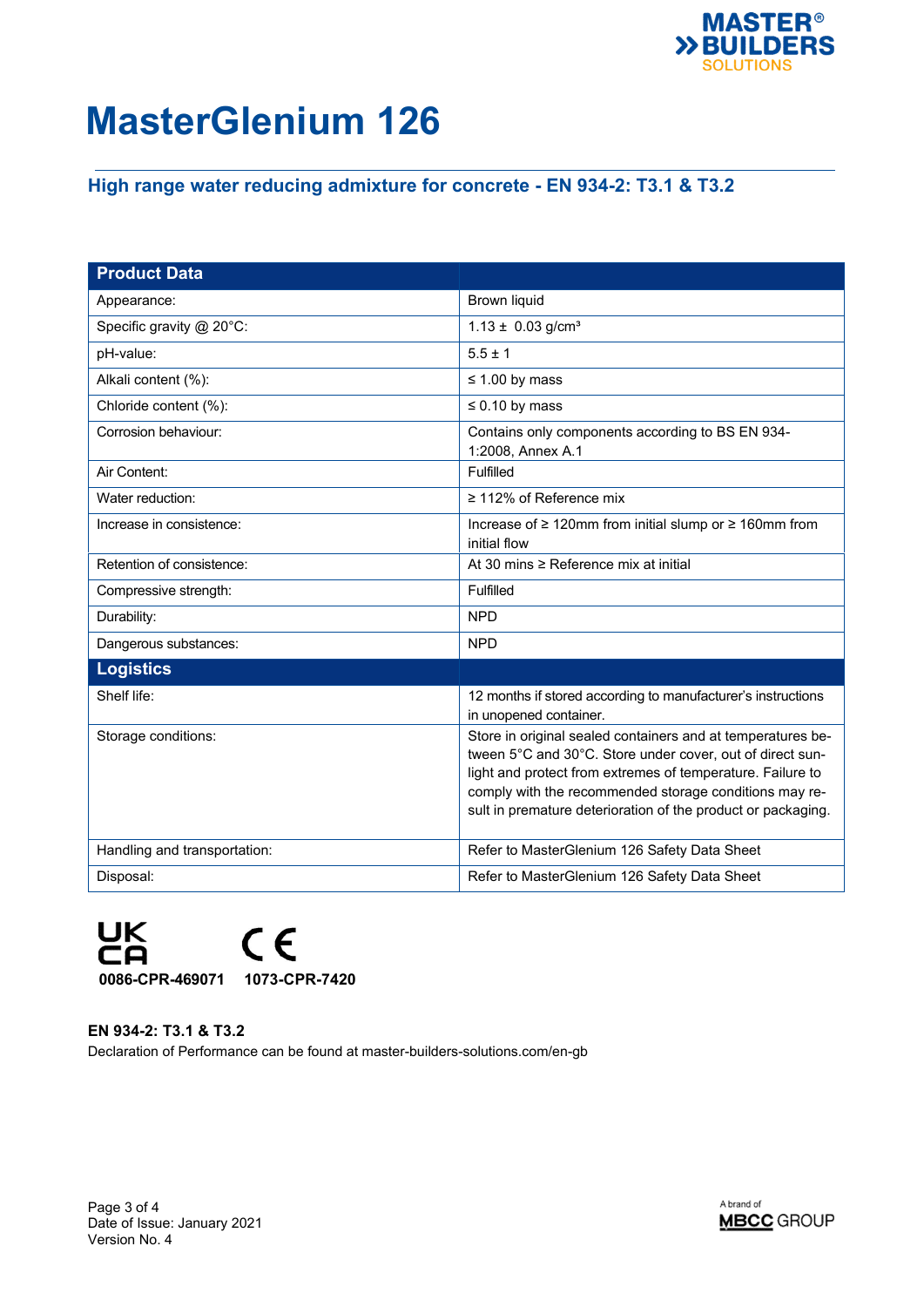# MasterGlenium 126

## High range water reducing admixture for concrete - EN 934-2: T3.1 & T3.2

| Product Data | |
|---|---|
| Appearance: | Brown liquid |
| Specific gravity @ 20°C: | 1.13 ± 0.03 g/cm³ |
| pH-value: | 5.5 ± 1 |
| Alkali content (%): | ≤ 1.00 by mass |
| Chloride content (%): | ≤ 0.10 by mass |
| Corrosion behaviour: | Contains only components according to BS EN 934-1:2008, Annex A.1 |
| Air Content: | Fulfilled |
| Water reduction: | ≥ 112% of Reference mix |
| Increase in consistence: | Increase of ≥ 120mm from initial slump or ≥ 160mm from initial flow |
| Retention of consistence: | At 30 mins ≥ Reference mix at initial |
| Compressive strength: | Fulfilled |
| Durability: | NPD |
| Dangerous substances: | NPD |
| **Logistics** | |
| Shelf life: | 12 months if stored according to manufacturer's instructions in unopened container. |
| Storage conditions: | Store in original sealed containers and at temperatures between 5°C and 30°C. Store under cover, out of direct sunlight and protect from extremes of temperature. Failure to comply with the recommended storage conditions may result in premature deterioration of the product or packaging. |
| Handling and transportation: | Refer to MasterGlenium 126 Safety Data Sheet |
| Disposal: | Refer to MasterGlenium 126 Safety Data Sheet |

UKCA **0086-CPR-469071** CE **1073-CPR-7420**

**EN 934-2: T3.1 & T3.2**

Declaration of Performance can be found at master-builders-solutions.com/en-gb

Date of Issue: January 2021
Version No. 4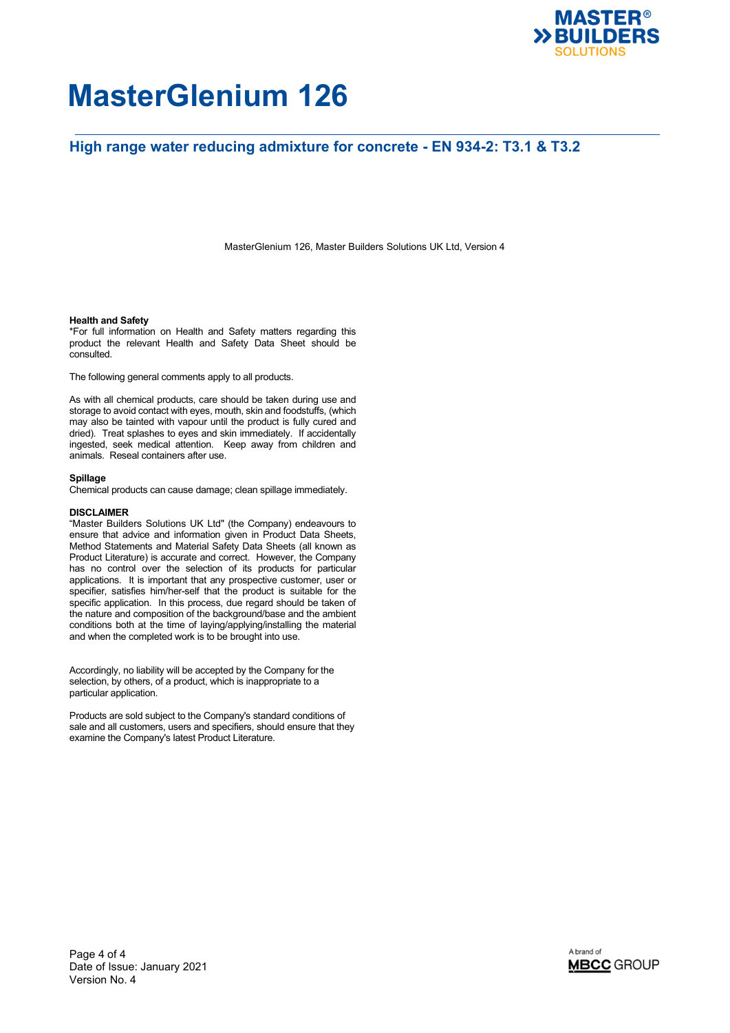# MasterGlenium 126

## High range water reducing admixture for concrete - EN 934-2: T3.1 & T3.2

MasterGlenium 126, Master Builders Solutions UK Ltd, Version 4

**Health and Safety**
*For full information on Health and Safety matters regarding this product the relevant Health and Safety Data Sheet should be consulted.

The following general comments apply to all products.

As with all chemical products, care should be taken during use and storage to avoid contact with eyes, mouth, skin and foodstuffs, (which may also be tainted with vapour until the product is fully cured and dried). Treat splashes to eyes and skin immediately. If accidentally ingested, seek medical attention. Keep away from children and animals. Reseal containers after use.

**Spillage**
Chemical products can cause damage; clean spillage immediately.

**DISCLAIMER**
"Master Builders Solutions UK Ltd" (the Company) endeavours to ensure that advice and information given in Product Data Sheets, Method Statements and Material Safety Data Sheets (all known as Product Literature) is accurate and correct. However, the Company has no control over the selection of its products for particular applications. It is important that any prospective customer, user or specifier, satisfies him/her-self that the product is suitable for the specific application. In this process, due regard should be taken of the nature and composition of the background/base and the ambient conditions both at the time of laying/applying/installing the material and when the completed work is to be brought into use.

Accordingly, no liability will be accepted by the Company for the selection, by others, of a product, which is inappropriate to a particular application.

Products are sold subject to the Company's standard conditions of sale and all customers, users and specifiers, should ensure that they examine the Company's latest Product Literature.

Date of Issue: January 2021
Version No. 4